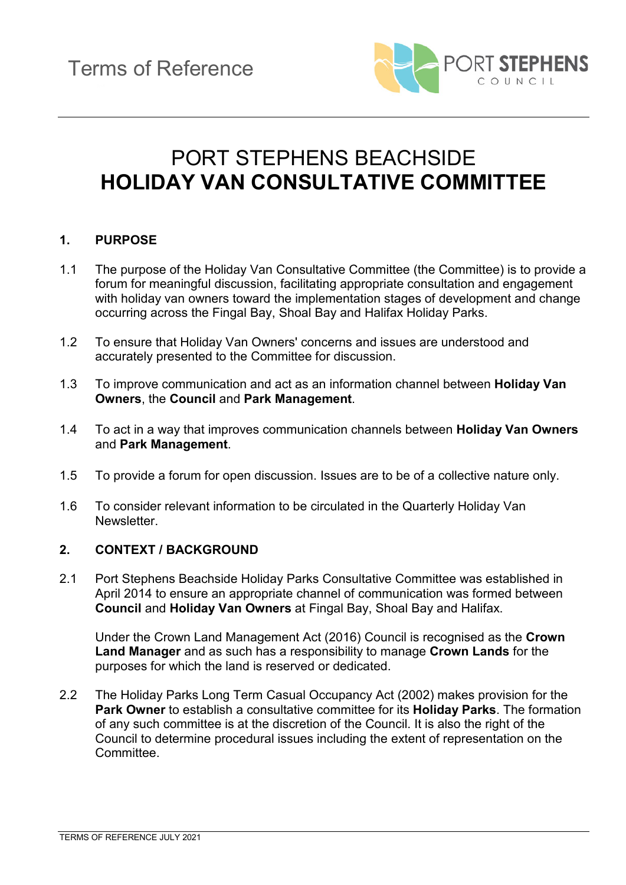Terms of Reference

# PORT STEPHENS BEACHSIDE **HOLIDAY VAN CONSULTATIVE COMMITTEE**

## 1. PURPOSE

1.1 The purpose of the Holiday Van Consultative Committee (the Committee) is to provide a forum for meaningful discussion, facilitating appropriate consultation and engagement with holiday van owners toward the implementation stages of development and change occurring across the Fingal Bay, Shoal Bay and Halifax Holiday Parks.

1.2 To ensure that Holiday Van Owners' concerns and issues are understood and accurately presented to the Committee for discussion.

1.3 To improve communication and act as an information channel between **Holiday Van Owners**, the **Council** and **Park Management**.

1.4 To act in a way that improves communication channels between **Holiday Van Owners** and **Park Management**.

1.5 To provide a forum for open discussion. Issues are to be of a collective nature only.

1.6 To consider relevant information to be circulated in the Quarterly Holiday Van Newsletter.

## 2. CONTEXT / BACKGROUND

2.1 Port Stephens Beachside Holiday Parks Consultative Committee was established in April 2014 to ensure an appropriate channel of communication was formed between **Council** and **Holiday Van Owners** at Fingal Bay, Shoal Bay and Halifax.

Under the Crown Land Management Act (2016) Council is recognised as the **Crown Land Manager** and as such has a responsibility to manage **Crown Lands** for the purposes for which the land is reserved or dedicated.

2.2 The Holiday Parks Long Term Casual Occupancy Act (2002) makes provision for the **Park Owner** to establish a consultative committee for its **Holiday Parks**. The formation of any such committee is at the discretion of the Council. It is also the right of the Council to determine procedural issues including the extent of representation on the Committee.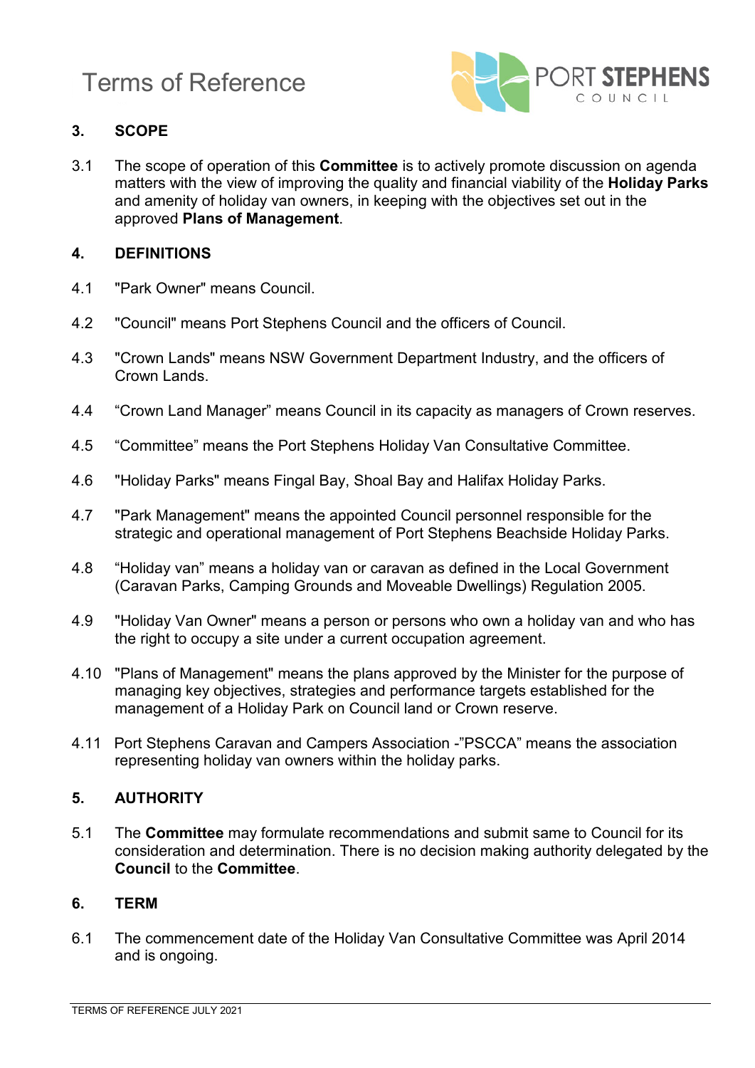## 3. SCOPE

3.1 The scope of operation of this **Committee** is to actively promote discussion on agenda matters with the view of improving the quality and financial viability of the **Holiday Parks** and amenity of holiday van owners, in keeping with the objectives set out in the approved **Plans of Management**.

## 4. DEFINITIONS

4.1 "Park Owner" means Council.

4.2 "Council" means Port Stephens Council and the officers of Council.

4.3 "Crown Lands" means NSW Government Department Industry, and the officers of Crown Lands.

4.4 "Crown Land Manager" means Council in its capacity as managers of Crown reserves.

4.5 "Committee" means the Port Stephens Holiday Van Consultative Committee.

4.6 "Holiday Parks" means Fingal Bay, Shoal Bay and Halifax Holiday Parks.

4.7 "Park Management" means the appointed Council personnel responsible for the strategic and operational management of Port Stephens Beachside Holiday Parks.

4.8 "Holiday van" means a holiday van or caravan as defined in the Local Government (Caravan Parks, Camping Grounds and Moveable Dwellings) Regulation 2005.

4.9 "Holiday Van Owner" means a person or persons who own a holiday van and who has the right to occupy a site under a current occupation agreement.

4.10 "Plans of Management" means the plans approved by the Minister for the purpose of managing key objectives, strategies and performance targets established for the management of a Holiday Park on Council land or Crown reserve.

4.11 Port Stephens Caravan and Campers Association -"PSCCA" means the association representing holiday van owners within the holiday parks.

## 5. AUTHORITY

5.1 The **Committee** may formulate recommendations and submit same to Council for its consideration and determination. There is no decision making authority delegated by the **Council** to the **Committee**.

## 6. TERM

6.1 The commencement date of the Holiday Van Consultative Committee was April 2014 and is ongoing.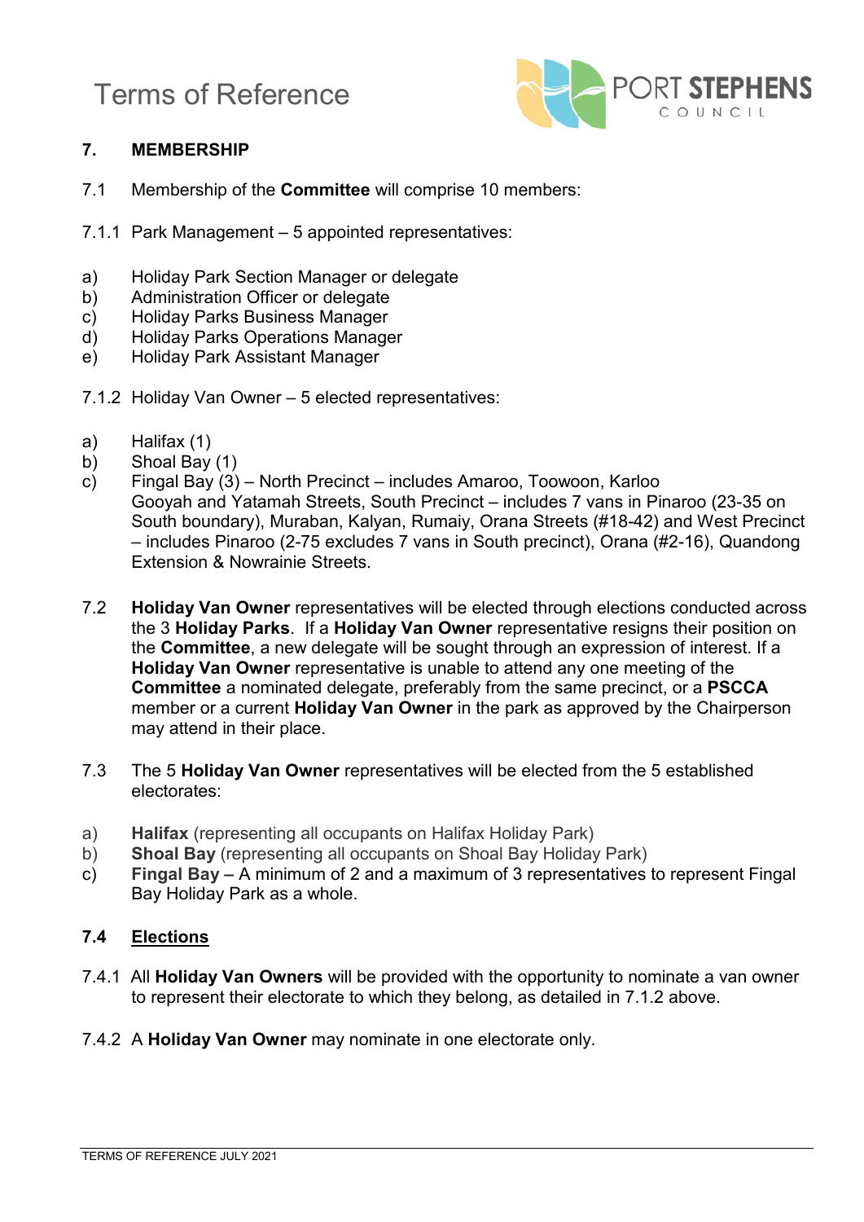## 7. MEMBERSHIP

7.1 Membership of the **Committee** will comprise 10 members:

7.1.1 Park Management – 5 appointed representatives:

a) Holiday Park Section Manager or delegate
b) Administration Officer or delegate
c) Holiday Parks Business Manager
d) Holiday Parks Operations Manager
e) Holiday Park Assistant Manager

7.1.2 Holiday Van Owner – 5 elected representatives:

a) Halifax (1)
b) Shoal Bay (1)
c) Fingal Bay (3) – North Precinct – includes Amaroo, Toowoon, Karloo Gooyah and Yatamah Streets, South Precinct – includes 7 vans in Pinaroo (23-35 on South boundary), Muraban, Kalyan, Rumaiy, Orana Streets (#18-42) and West Precinct – includes Pinaroo (2-75 excludes 7 vans in South precinct), Orana (#2-16), Quandong Extension & Nowrainie Streets.

7.2 **Holiday Van Owner** representatives will be elected through elections conducted across the 3 **Holiday Parks**. If a **Holiday Van Owner** representative resigns their position on the **Committee**, a new delegate will be sought through an expression of interest. If a **Holiday Van Owner** representative is unable to attend any one meeting of the **Committee** a nominated delegate, preferably from the same precinct, or a **PSCCA** member or a current **Holiday Van Owner** in the park as approved by the Chairperson may attend in their place.

7.3 The 5 **Holiday Van Owner** representatives will be elected from the 5 established electorates:

a) **Halifax** (representing all occupants on Halifax Holiday Park)
b) **Shoal Bay** (representing all occupants on Shoal Bay Holiday Park)
c) **Fingal Bay –** A minimum of 2 and a maximum of 3 representatives to represent Fingal Bay Holiday Park as a whole.

### 7.4 Elections

7.4.1 All **Holiday Van Owners** will be provided with the opportunity to nominate a van owner to represent their electorate to which they belong, as detailed in 7.1.2 above.

7.4.2 A **Holiday Van Owner** may nominate in one electorate only.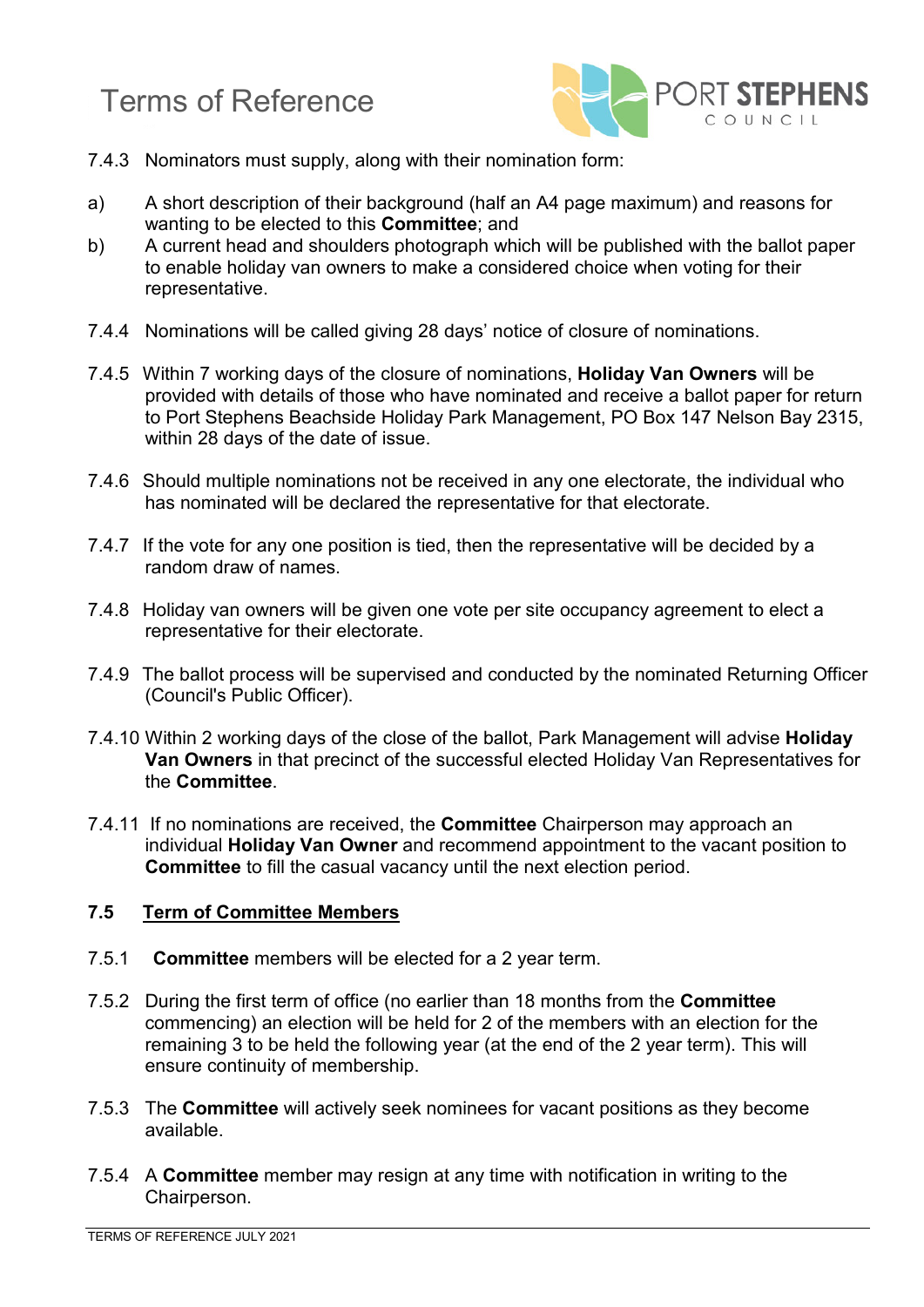7.4.3 Nominators must supply, along with their nomination form:

a) A short description of their background (half an A4 page maximum) and reasons for wanting to be elected to this **Committee**; and

b) A current head and shoulders photograph which will be published with the ballot paper to enable holiday van owners to make a considered choice when voting for their representative.

7.4.4 Nominations will be called giving 28 days' notice of closure of nominations.

7.4.5 Within 7 working days of the closure of nominations, **Holiday Van Owners** will be provided with details of those who have nominated and receive a ballot paper for return to Port Stephens Beachside Holiday Park Management, PO Box 147 Nelson Bay 2315, within 28 days of the date of issue.

7.4.6 Should multiple nominations not be received in any one electorate, the individual who has nominated will be declared the representative for that electorate.

7.4.7 If the vote for any one position is tied, then the representative will be decided by a random draw of names.

7.4.8 Holiday van owners will be given one vote per site occupancy agreement to elect a representative for their electorate.

7.4.9 The ballot process will be supervised and conducted by the nominated Returning Officer (Council's Public Officer).

7.4.10 Within 2 working days of the close of the ballot, Park Management will advise **Holiday Van Owners** in that precinct of the successful elected Holiday Van Representatives for the **Committee**.

7.4.11 If no nominations are received, the **Committee** Chairperson may approach an individual **Holiday Van Owner** and recommend appointment to the vacant position to **Committee** to fill the casual vacancy until the next election period.

### 7.5 <u>Term of Committee Members</u>

7.5.1 **Committee** members will be elected for a 2 year term.

7.5.2 During the first term of office (no earlier than 18 months from the **Committee** commencing) an election will be held for 2 of the members with an election for the remaining 3 to be held the following year (at the end of the 2 year term). This will ensure continuity of membership.

7.5.3 The **Committee** will actively seek nominees for vacant positions as they become available.

7.5.4 A **Committee** member may resign at any time with notification in writing to the Chairperson.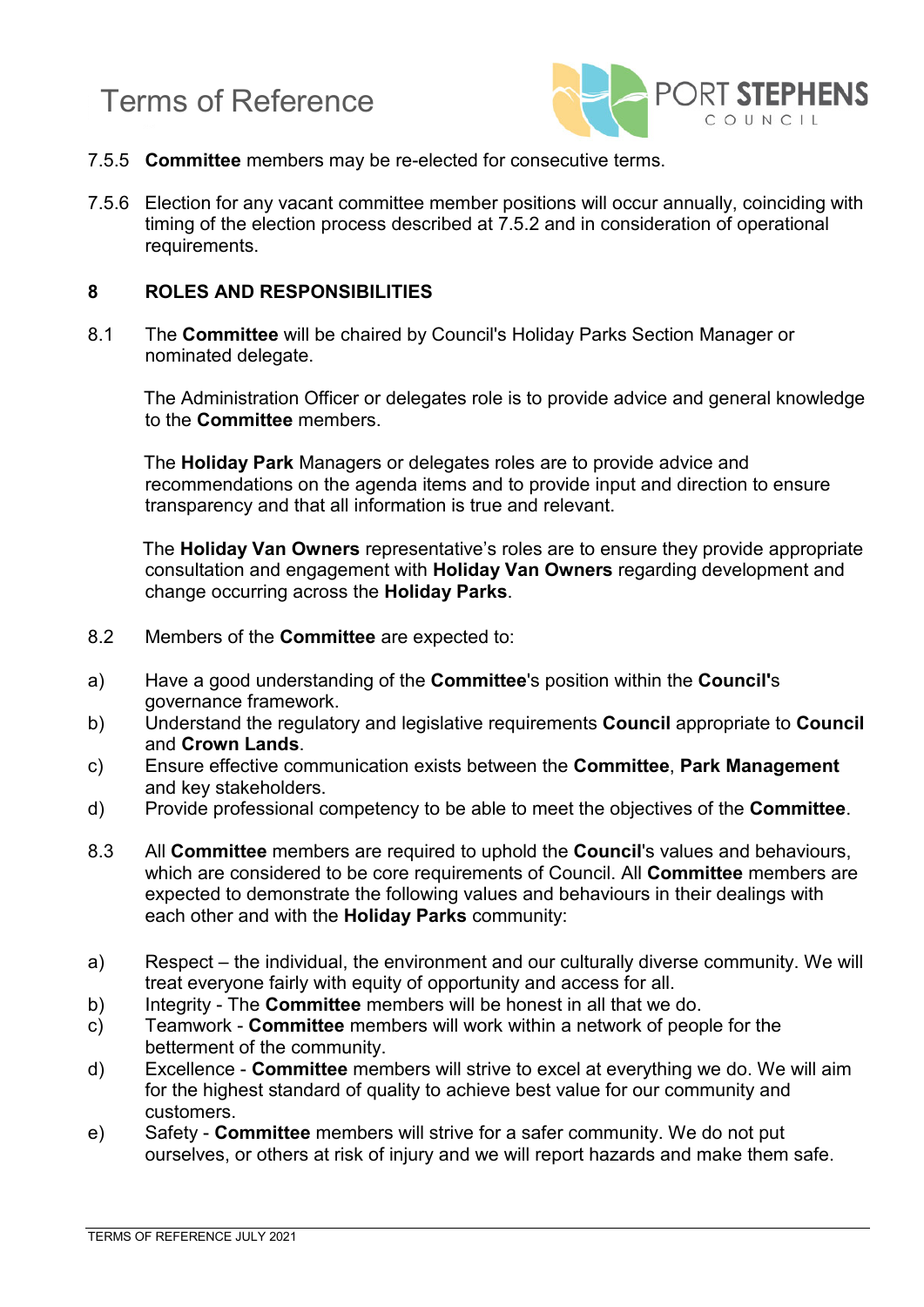7.5.5 **Committee** members may be re-elected for consecutive terms.

7.5.6 Election for any vacant committee member positions will occur annually, coinciding with timing of the election process described at 7.5.2 and in consideration of operational requirements.

## 8 ROLES AND RESPONSIBILITIES

8.1 The **Committee** will be chaired by Council's Holiday Parks Section Manager or nominated delegate.

The Administration Officer or delegates role is to provide advice and general knowledge to the **Committee** members.

The **Holiday Park** Managers or delegates roles are to provide advice and recommendations on the agenda items and to provide input and direction to ensure transparency and that all information is true and relevant.

The **Holiday Van Owners** representative's roles are to ensure they provide appropriate consultation and engagement with **Holiday Van Owners** regarding development and change occurring across the **Holiday Parks**.

8.2 Members of the **Committee** are expected to:

a) Have a good understanding of the **Committee**'s position within the **Council'**s governance framework.
b) Understand the regulatory and legislative requirements **Council** appropriate to **Council** and **Crown Lands**.
c) Ensure effective communication exists between the **Committee**, **Park Management** and key stakeholders.
d) Provide professional competency to be able to meet the objectives of the **Committee**.

8.3 All **Committee** members are required to uphold the **Council**'s values and behaviours, which are considered to be core requirements of Council. All **Committee** members are expected to demonstrate the following values and behaviours in their dealings with each other and with the **Holiday Parks** community:

a) Respect – the individual, the environment and our culturally diverse community. We will treat everyone fairly with equity of opportunity and access for all.
b) Integrity - The **Committee** members will be honest in all that we do.
c) Teamwork - **Committee** members will work within a network of people for the betterment of the community.
d) Excellence - **Committee** members will strive to excel at everything we do. We will aim for the highest standard of quality to achieve best value for our community and customers.
e) Safety - **Committee** members will strive for a safer community. We do not put ourselves, or others at risk of injury and we will report hazards and make them safe.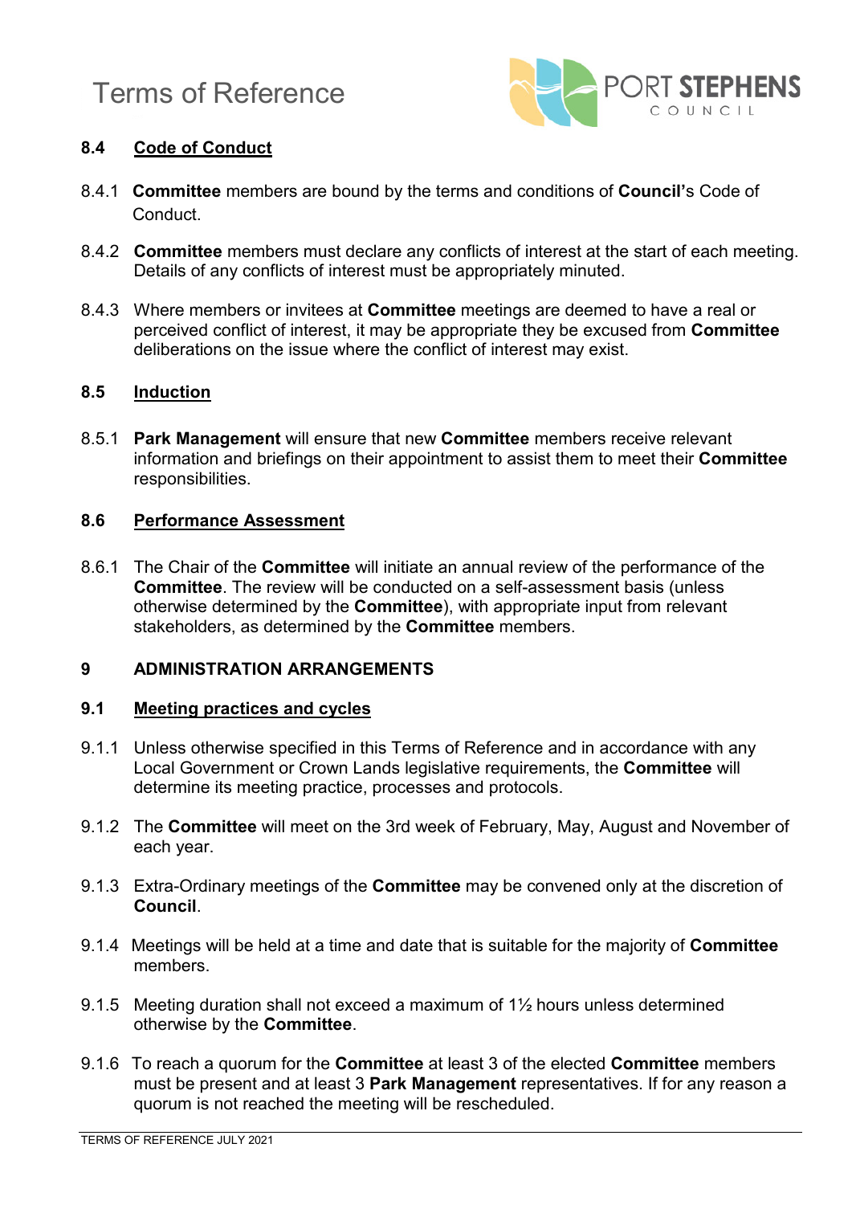### 8.4 Code of Conduct

8.4.1 **Committee** members are bound by the terms and conditions of **Council'**s Code of Conduct.

8.4.2 **Committee** members must declare any conflicts of interest at the start of each meeting. Details of any conflicts of interest must be appropriately minuted.

8.4.3 Where members or invitees at **Committee** meetings are deemed to have a real or perceived conflict of interest, it may be appropriate they be excused from **Committee** deliberations on the issue where the conflict of interest may exist.

### 8.5 Induction

8.5.1 **Park Management** will ensure that new **Committee** members receive relevant information and briefings on their appointment to assist them to meet their **Committee** responsibilities.

### 8.6 Performance Assessment

8.6.1 The Chair of the **Committee** will initiate an annual review of the performance of the **Committee**. The review will be conducted on a self-assessment basis (unless otherwise determined by the **Committee**), with appropriate input from relevant stakeholders, as determined by the **Committee** members.

## 9 ADMINISTRATION ARRANGEMENTS

### 9.1 Meeting practices and cycles

9.1.1 Unless otherwise specified in this Terms of Reference and in accordance with any Local Government or Crown Lands legislative requirements, the **Committee** will determine its meeting practice, processes and protocols.

9.1.2 The **Committee** will meet on the 3rd week of February, May, August and November of each year.

9.1.3 Extra-Ordinary meetings of the **Committee** may be convened only at the discretion of **Council**.

9.1.4 Meetings will be held at a time and date that is suitable for the majority of **Committee** members.

9.1.5 Meeting duration shall not exceed a maximum of 1½ hours unless determined otherwise by the **Committee**.

9.1.6 To reach a quorum for the **Committee** at least 3 of the elected **Committee** members must be present and at least 3 **Park Management** representatives. If for any reason a quorum is not reached the meeting will be rescheduled.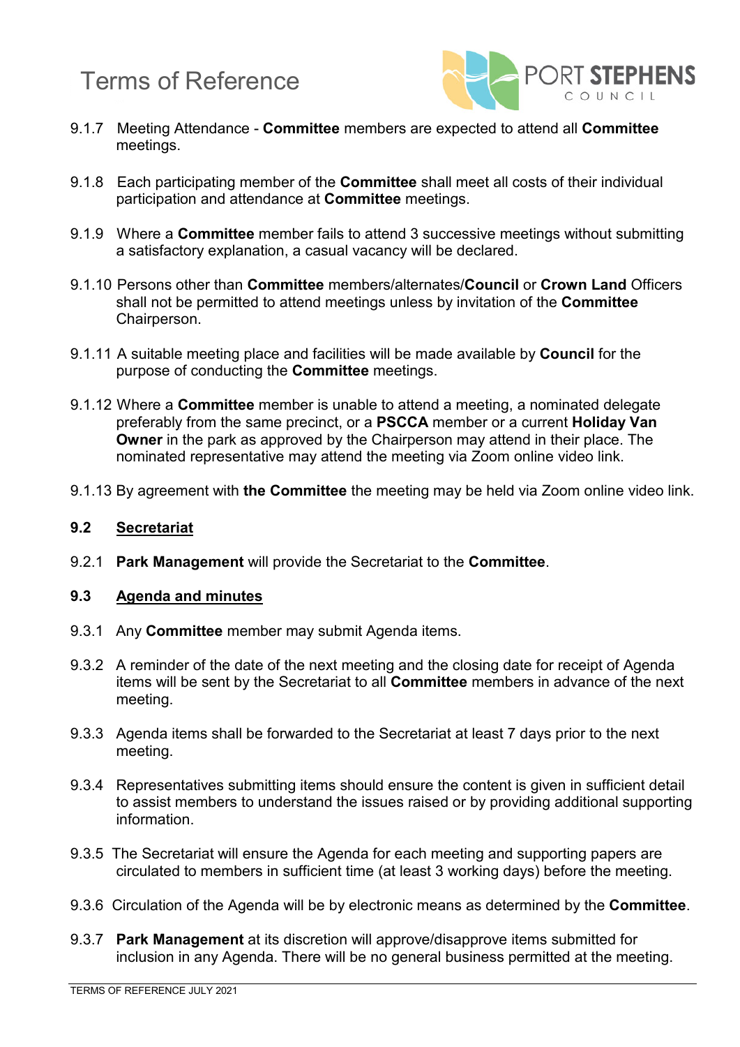9.1.7 Meeting Attendance - **Committee** members are expected to attend all **Committee** meetings.

9.1.8 Each participating member of the **Committee** shall meet all costs of their individual participation and attendance at **Committee** meetings.

9.1.9 Where a **Committee** member fails to attend 3 successive meetings without submitting a satisfactory explanation, a casual vacancy will be declared.

9.1.10 Persons other than **Committee** members/alternates/**Council** or **Crown Land** Officers shall not be permitted to attend meetings unless by invitation of the **Committee** Chairperson.

9.1.11 A suitable meeting place and facilities will be made available by **Council** for the purpose of conducting the **Committee** meetings.

9.1.12 Where a **Committee** member is unable to attend a meeting, a nominated delegate preferably from the same precinct, or a **PSCCA** member or a current **Holiday Van Owner** in the park as approved by the Chairperson may attend in their place. The nominated representative may attend the meeting via Zoom online video link.

9.1.13 By agreement with **the Committee** the meeting may be held via Zoom online video link.

**9.2 <u>Secretariat</u>**

9.2.1 **Park Management** will provide the Secretariat to the **Committee**.

**9.3 <u>Agenda and minutes</u>**

9.3.1 Any **Committee** member may submit Agenda items.

9.3.2 A reminder of the date of the next meeting and the closing date for receipt of Agenda items will be sent by the Secretariat to all **Committee** members in advance of the next meeting.

9.3.3 Agenda items shall be forwarded to the Secretariat at least 7 days prior to the next meeting.

9.3.4 Representatives submitting items should ensure the content is given in sufficient detail to assist members to understand the issues raised or by providing additional supporting information.

9.3.5 The Secretariat will ensure the Agenda for each meeting and supporting papers are circulated to members in sufficient time (at least 3 working days) before the meeting.

9.3.6 Circulation of the Agenda will be by electronic means as determined by the **Committee**.

9.3.7 **Park Management** at its discretion will approve/disapprove items submitted for inclusion in any Agenda. There will be no general business permitted at the meeting.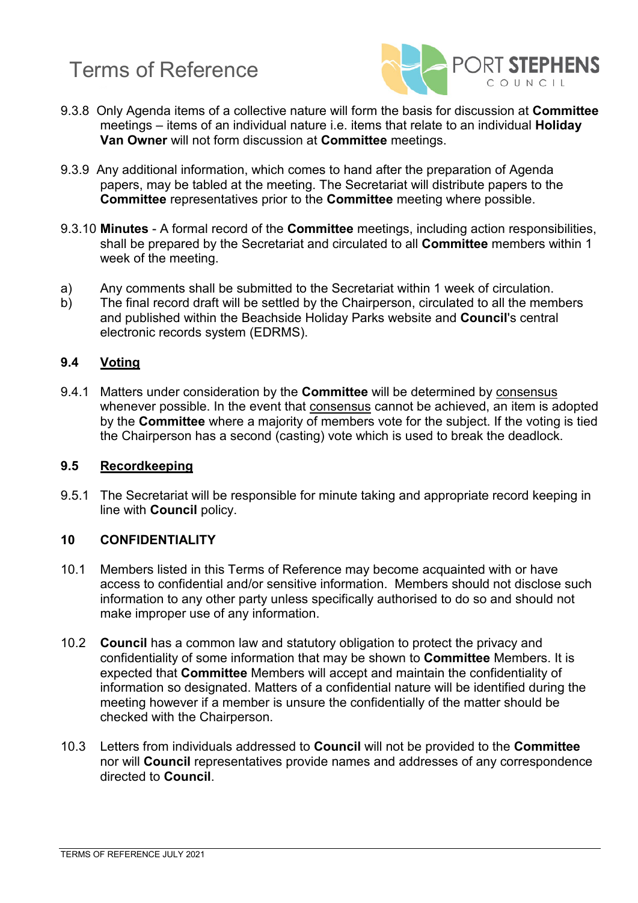9.3.8 Only Agenda items of a collective nature will form the basis for discussion at **Committee** meetings – items of an individual nature i.e. items that relate to an individual **Holiday Van Owner** will not form discussion at **Committee** meetings.

9.3.9 Any additional information, which comes to hand after the preparation of Agenda papers, may be tabled at the meeting. The Secretariat will distribute papers to the **Committee** representatives prior to the **Committee** meeting where possible.

9.3.10 **Minutes** - A formal record of the **Committee** meetings, including action responsibilities, shall be prepared by the Secretariat and circulated to all **Committee** members within 1 week of the meeting.

a) Any comments shall be submitted to the Secretariat within 1 week of circulation.
b) The final record draft will be settled by the Chairperson, circulated to all the members and published within the Beachside Holiday Parks website and **Council**'s central electronic records system (EDRMS).

### 9.4 Voting

9.4.1 Matters under consideration by the **Committee** will be determined by consensus whenever possible. In the event that consensus cannot be achieved, an item is adopted by the **Committee** where a majority of members vote for the subject. If the voting is tied the Chairperson has a second (casting) vote which is used to break the deadlock.

### 9.5 Recordkeeping

9.5.1 The Secretariat will be responsible for minute taking and appropriate record keeping in line with **Council** policy.

## 10 CONFIDENTIALITY

10.1 Members listed in this Terms of Reference may become acquainted with or have access to confidential and/or sensitive information. Members should not disclose such information to any other party unless specifically authorised to do so and should not make improper use of any information.

10.2 **Council** has a common law and statutory obligation to protect the privacy and confidentiality of some information that may be shown to **Committee** Members. It is expected that **Committee** Members will accept and maintain the confidentiality of information so designated. Matters of a confidential nature will be identified during the meeting however if a member is unsure the confidentially of the matter should be checked with the Chairperson.

10.3 Letters from individuals addressed to **Council** will not be provided to the **Committee** nor will **Council** representatives provide names and addresses of any correspondence directed to **Council**.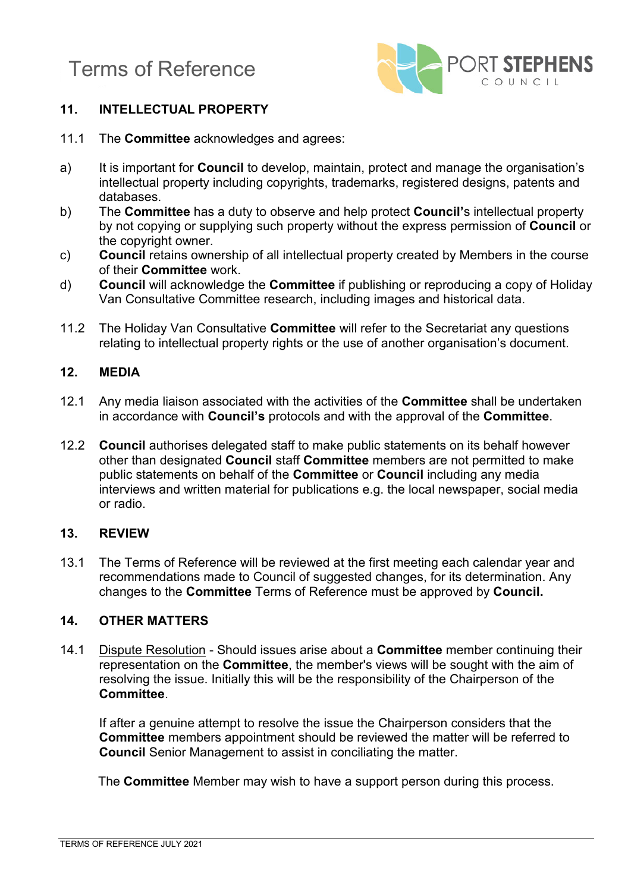## 11. INTELLECTUAL PROPERTY

11.1 The **Committee** acknowledges and agrees:

a) It is important for **Council** to develop, maintain, protect and manage the organisation's intellectual property including copyrights, trademarks, registered designs, patents and databases.

b) The **Committee** has a duty to observe and help protect **Council'**s intellectual property by not copying or supplying such property without the express permission of **Council** or the copyright owner.

c) **Council** retains ownership of all intellectual property created by Members in the course of their **Committee** work.

d) **Council** will acknowledge the **Committee** if publishing or reproducing a copy of Holiday Van Consultative Committee research, including images and historical data.

11.2 The Holiday Van Consultative **Committee** will refer to the Secretariat any questions relating to intellectual property rights or the use of another organisation's document.

## 12. MEDIA

12.1 Any media liaison associated with the activities of the **Committee** shall be undertaken in accordance with **Council's** protocols and with the approval of the **Committee**.

12.2 **Council** authorises delegated staff to make public statements on its behalf however other than designated **Council** staff **Committee** members are not permitted to make public statements on behalf of the **Committee** or **Council** including any media interviews and written material for publications e.g. the local newspaper, social media or radio.

## 13. REVIEW

13.1 The Terms of Reference will be reviewed at the first meeting each calendar year and recommendations made to Council of suggested changes, for its determination. Any changes to the **Committee** Terms of Reference must be approved by **Council.**

## 14. OTHER MATTERS

14.1 Dispute Resolution - Should issues arise about a **Committee** member continuing their representation on the **Committee**, the member's views will be sought with the aim of resolving the issue. Initially this will be the responsibility of the Chairperson of the **Committee**.

If after a genuine attempt to resolve the issue the Chairperson considers that the **Committee** members appointment should be reviewed the matter will be referred to **Council** Senior Management to assist in conciliating the matter.

The **Committee** Member may wish to have a support person during this process.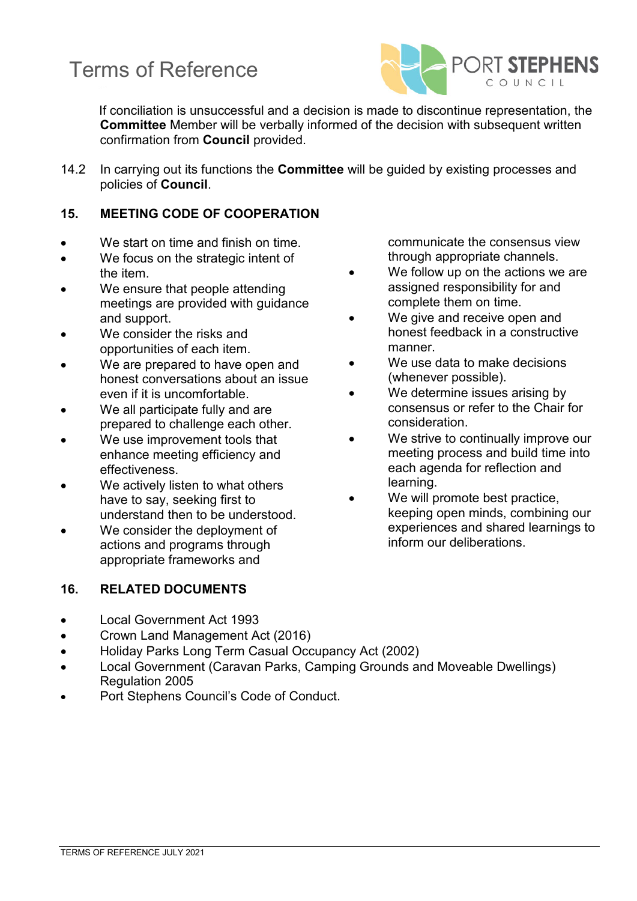If conciliation is unsuccessful and a decision is made to discontinue representation, the **Committee** Member will be verbally informed of the decision with subsequent written confirmation from **Council** provided.

14.2 In carrying out its functions the **Committee** will be guided by existing processes and policies of **Council**.

## 15. MEETING CODE OF COOPERATION

- We start on time and finish on time.
- We focus on the strategic intent of the item.
- We ensure that people attending meetings are provided with guidance and support.
- We consider the risks and opportunities of each item.
- We are prepared to have open and honest conversations about an issue even if it is uncomfortable.
- We all participate fully and are prepared to challenge each other.
- We use improvement tools that enhance meeting efficiency and effectiveness.
- We actively listen to what others have to say, seeking first to understand then to be understood.
- We consider the deployment of actions and programs through appropriate frameworks and communicate the consensus view through appropriate channels.
- We follow up on the actions we are assigned responsibility for and complete them on time.
- We give and receive open and honest feedback in a constructive manner.
- We use data to make decisions (whenever possible).
- We determine issues arising by consensus or refer to the Chair for consideration.
- We strive to continually improve our meeting process and build time into each agenda for reflection and learning.
- We will promote best practice, keeping open minds, combining our experiences and shared learnings to inform our deliberations.

## 16. RELATED DOCUMENTS

- Local Government Act 1993
- Crown Land Management Act (2016)
- Holiday Parks Long Term Casual Occupancy Act (2002)
- Local Government (Caravan Parks, Camping Grounds and Moveable Dwellings) Regulation 2005
- Port Stephens Council's Code of Conduct.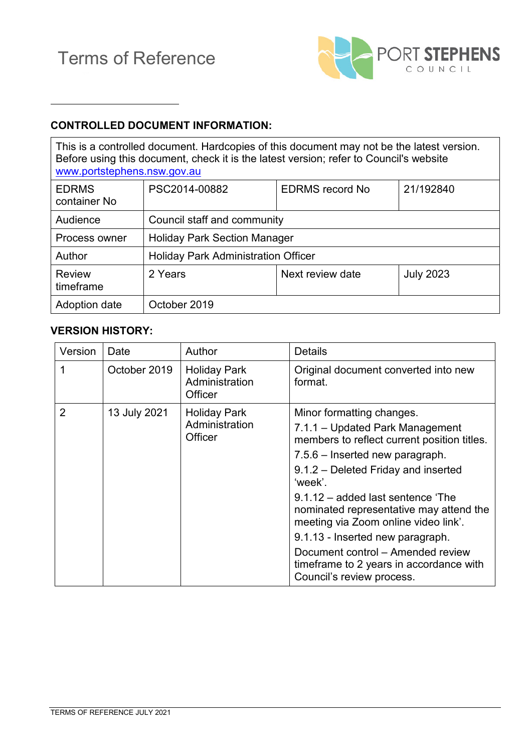# Terms of Reference

PORT STEPHENS COUNCIL

## CONTROLLED DOCUMENT INFORMATION:

| This is a controlled document. Hardcopies of this document may not be the latest version. Before using this document, check it is the latest version; refer to Council's website www.portstephens.nsw.gov.au | | | |
|---|---|---|---|
| EDRMS container No | PSC2014-00882 | EDRMS record No | 21/192840 |
| Audience | Council staff and community | | |
| Process owner | Holiday Park Section Manager | | |
| Author | Holiday Park Administration Officer | | |
| Review timeframe | 2 Years | Next review date | July 2023 |
| Adoption date | October 2019 | | |

## VERSION HISTORY:

| Version | Date | Author | Details |
|---|---|---|---|
| 1 | October 2019 | Holiday Park Administration Officer | Original document converted into new format. |
| 2 | 13 July 2021 | Holiday Park Administration Officer | Minor formatting changes.<br>7.1.1 – Updated Park Management members to reflect current position titles.<br>7.5.6 – Inserted new paragraph.<br>9.1.2 – Deleted Friday and inserted 'week'.<br>9.1.12 – added last sentence 'The nominated representative may attend the meeting via Zoom online video link'.<br>9.1.13 - Inserted new paragraph.<br>Document control – Amended review timeframe to 2 years in accordance with Council's review process. |